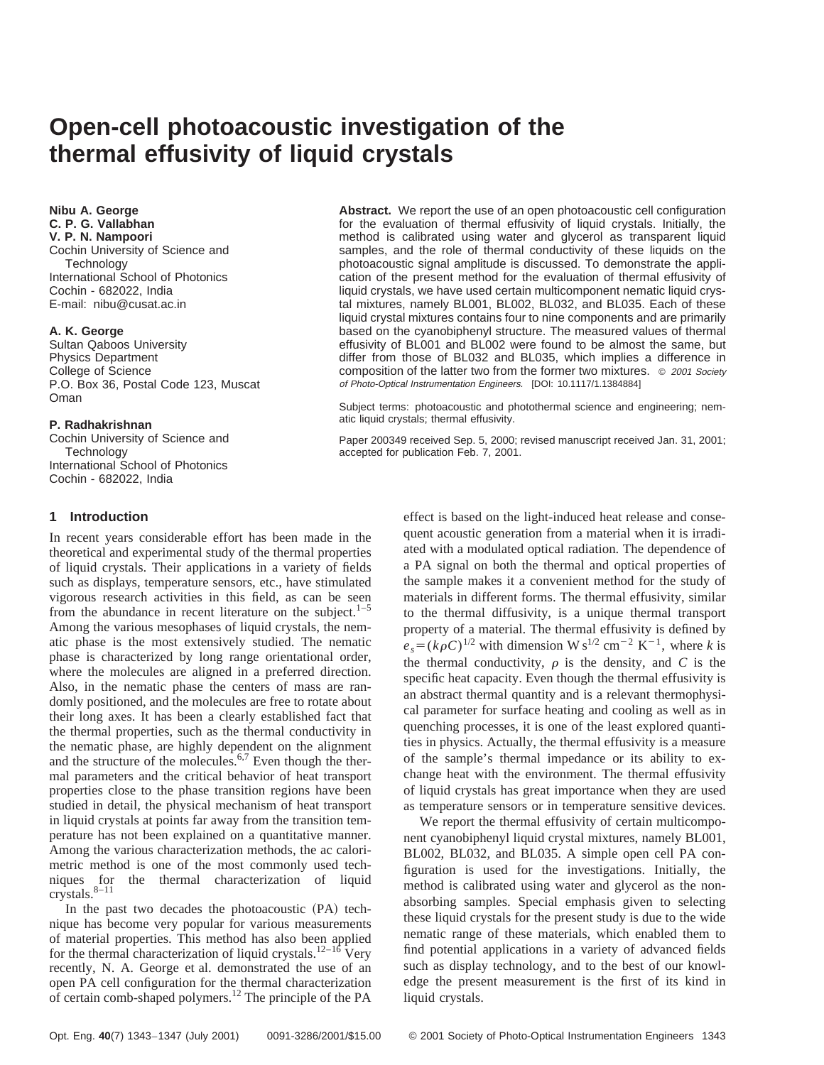# Open-cell photoacoustic investigation of the thermal effusivity of liquid crystals

**Nibu A. George**
**C. P. G. Vallabhan**
**V. P. N. Nampoori**
Cochin University of Science and Technology
International School of Photonics
Cochin - 682022, India
E-mail: nibu@cusat.ac.in

**A. K. George**
Sultan Qaboos University
Physics Department
College of Science
P.O. Box 36, Postal Code 123, Muscat
Oman

**P. Radhakrishnan**
Cochin University of Science and Technology
International School of Photonics
Cochin - 682022, India

**Abstract.** We report the use of an open photoacoustic cell configuration for the evaluation of thermal effusivity of liquid crystals. Initially, the method is calibrated using water and glycerol as transparent liquid samples, and the role of thermal conductivity of these liquids on the photoacoustic signal amplitude is discussed. To demonstrate the application of the present method for the evaluation of thermal effusivity of liquid crystals, we have used certain multicomponent nematic liquid crystal mixtures, namely BL001, BL002, BL032, and BL035. Each of these liquid crystal mixtures contains four to nine components and are primarily based on the cyanobiphenyl structure. The measured values of thermal effusivity of BL001 and BL002 were found to be almost the same, but differ from those of BL032 and BL035, which implies a difference in composition of the latter two from the former two mixtures. *© 2001 Society of Photo-Optical Instrumentation Engineers.* [DOI: 10.1117/1.1384884]

Subject terms: photoacoustic and photothermal science and engineering; nematic liquid crystals; thermal effusivity.

Paper 200349 received Sep. 5, 2000; revised manuscript received Jan. 31, 2001; accepted for publication Feb. 7, 2001.

## 1 Introduction

In recent years considerable effort has been made in the theoretical and experimental study of the thermal properties of liquid crystals. Their applications in a variety of fields such as displays, temperature sensors, etc., have stimulated vigorous research activities in this field, as can be seen from the abundance in recent literature on the subject.[1–5] Among the various mesophases of liquid crystals, the nematic phase is the most extensively studied. The nematic phase is characterized by long range orientational order, where the molecules are aligned in a preferred direction. Also, in the nematic phase the centers of mass are randomly positioned, and the molecules are free to rotate about their long axes. It has been a clearly established fact that the thermal properties, such as the thermal conductivity in the nematic phase, are highly dependent on the alignment and the structure of the molecules.[6,7] Even though the thermal parameters and the critical behavior of heat transport properties close to the phase transition regions have been studied in detail, the physical mechanism of heat transport in liquid crystals at points far away from the transition temperature has not been explained on a quantitative manner. Among the various characterization methods, the ac calorimetric method is one of the most commonly used techniques for the thermal characterization of liquid crystals.[8–11]

In the past two decades the photoacoustic (PA) technique has become very popular for various measurements of material properties. This method has also been applied for the thermal characterization of liquid crystals.[12–16] Very recently, N. A. George et al. demonstrated the use of an open PA cell configuration for the thermal characterization of certain comb-shaped polymers.[12] The principle of the PA effect is based on the light-induced heat release and consequent acoustic generation from a material when it is irradiated with a modulated optical radiation. The dependence of a PA signal on both the thermal and optical properties of the sample makes it a convenient method for the study of materials in different forms. The thermal effusivity, similar to the thermal diffusivity, is a unique thermal transport property of a material. The thermal effusivity is defined by $e_s = (k\rho C)^{1/2}$ with dimension $\mathrm{W\,s^{1/2}\,cm^{-2}\,K^{-1}}$, where $k$ is the thermal conductivity, $\rho$ is the density, and $C$ is the specific heat capacity. Even though the thermal effusivity is an abstract thermal quantity and is a relevant thermophysical parameter for surface heating and cooling as well as in quenching processes, it is one of the least explored quantities in physics. Actually, the thermal effusivity is a measure of the sample's thermal impedance or its ability to exchange heat with the environment. The thermal effusivity of liquid crystals has great importance when they are used as temperature sensors or in temperature sensitive devices.

We report the thermal effusivity of certain multicomponent cyanobiphenyl liquid crystal mixtures, namely BL001, BL002, BL032, and BL035. A simple open cell PA configuration is used for the investigations. Initially, the method is calibrated using water and glycerol as the nonabsorbing samples. Special emphasis given to selecting these liquid crystals for the present study is due to the wide nematic range of these materials, which enabled them to find potential applications in a variety of advanced fields such as display technology, and to the best of our knowledge the present measurement is the first of its kind in liquid crystals.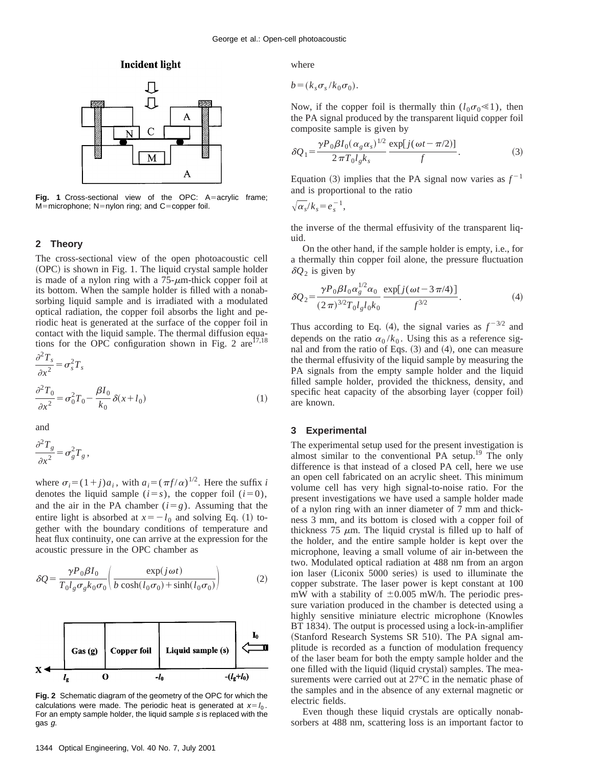Fig. 1 Cross-sectional view of the OPC: A=acrylic frame; M=microphone; N=nylon ring; and C=copper foil.

## 2 Theory

The cross-sectional view of the open photoacoustic cell (OPC) is shown in Fig. 1. The liquid crystal sample holder is made of a nylon ring with a 75-$\mu$m-thick copper foil at its bottom. When the sample holder is filled with a nonabsorbing liquid sample and is irradiated with a modulated optical radiation, the copper foil absorbs the light and periodic heat is generated at the surface of the copper foil in contact with the liquid sample. The thermal diffusion equations for the OPC configuration shown in Fig. 2 are[17,18]

$$\frac{\partial^2 T_s}{\partial x^2} = \sigma_s^2 T_s$$

$$\frac{\partial^2 T_0}{\partial x^2} = \sigma_0^2 T_0 - \frac{\beta I_0}{k_0}\delta(x+l_0) \tag{1}$$

and

$$\frac{\partial^2 T_g}{\partial x^2} = \sigma_g^2 T_g,$$

where $\sigma_i = (1+j)a_i$, with $a_i = (\pi f/\alpha)^{1/2}$. Here the suffix $i$ denotes the liquid sample $(i=s)$, the copper foil $(i=0)$, and the air in the PA chamber $(i=g)$. Assuming that the entire light is absorbed at $x=-l_0$ and solving Eq. (1) together with the boundary conditions of temperature and heat flux continuity, one can arrive at the expression for the acoustic pressure in the OPC chamber as

$$\delta Q = \frac{\gamma P_0 \beta I_0}{T_0 l_g \sigma_g k_0 \sigma_0}\left(\frac{\exp(j\omega t)}{b\cosh(l_0\sigma_0)+\sinh(l_0\sigma_0)}\right) \tag{2}$$

Fig. 2 Schematic diagram of the geometry of the OPC for which the calculations were made. The periodic heat is generated at $x=l_0$. For an empty sample holder, the liquid sample $s$ is replaced with the gas $g$.

where

$$b = (k_s\sigma_s/k_0\sigma_0).$$

Now, if the copper foil is thermally thin $(l_0\sigma_0 \ll 1)$, then the PA signal produced by the transparent liquid copper foil composite sample is given by

$$\delta Q_1 = \frac{\gamma P_0 \beta I_0 (\alpha_g \alpha_s)^{1/2}}{2\pi T_0 l_g k_s}\frac{\exp[j(\omega t - \pi/2)]}{f}. \tag{3}$$

Equation (3) implies that the PA signal now varies as $f^{-1}$ and is proportional to the ratio

$$\sqrt{\alpha_s}/k_s = e_s^{-1},$$

the inverse of the thermal effusivity of the transparent liquid.

On the other hand, if the sample holder is empty, i.e., for a thermally thin copper foil alone, the pressure fluctuation $\delta Q_2$ is given by

$$\delta Q_2 = \frac{\gamma P_0 \beta I_0 \alpha_g^{1/2}\alpha_0}{(2\pi)^{3/2} T_0 l_g l_0 k_0}\frac{\exp[j(\omega t - 3\pi/4)]}{f^{3/2}}. \tag{4}$$

Thus according to Eq. (4), the signal varies as $f^{-3/2}$ and depends on the ratio $\alpha_0/k_0$. Using this as a reference signal and from the ratio of Eqs. (3) and (4), one can measure the thermal effusivity of the liquid sample by measuring the PA signals from the empty sample holder and the liquid filled sample holder, provided the thickness, density, and specific heat capacity of the absorbing layer (copper foil) are known.

## 3 Experimental

The experimental setup used for the present investigation is almost similar to the conventional PA setup.[19] The only difference is that instead of a closed PA cell, here we use an open cell fabricated on an acrylic sheet. This minimum volume cell has very high signal-to-noise ratio. For the present investigations we have used a sample holder made of a nylon ring with an inner diameter of 7 mm and thickness 3 mm, and its bottom is closed with a copper foil of thickness 75 $\mu$m. The liquid crystal is filled up to half of the holder, and the entire sample holder is kept over the microphone, leaving a small volume of air in-between the two. Modulated optical radiation at 488 nm from an argon ion laser (Liconix 5000 series) is used to illuminate the copper substrate. The laser power is kept constant at 100 mW with a stability of $\pm 0.005$ mW/h. The periodic pressure variation produced in the chamber is detected using a highly sensitive miniature electric microphone (Knowles BT 1834). The output is processed using a lock-in-amplifier (Stanford Research Systems SR 510). The PA signal amplitude is recorded as a function of modulation frequency of the laser beam for both the empty sample holder and the one filled with the liquid (liquid crystal) samples. The measurements were carried out at 27°C in the nematic phase of the samples and in the absence of any external magnetic or electric fields.

Even though these liquid crystals are optically nonabsorbers at 488 nm, scattering loss is an important factor to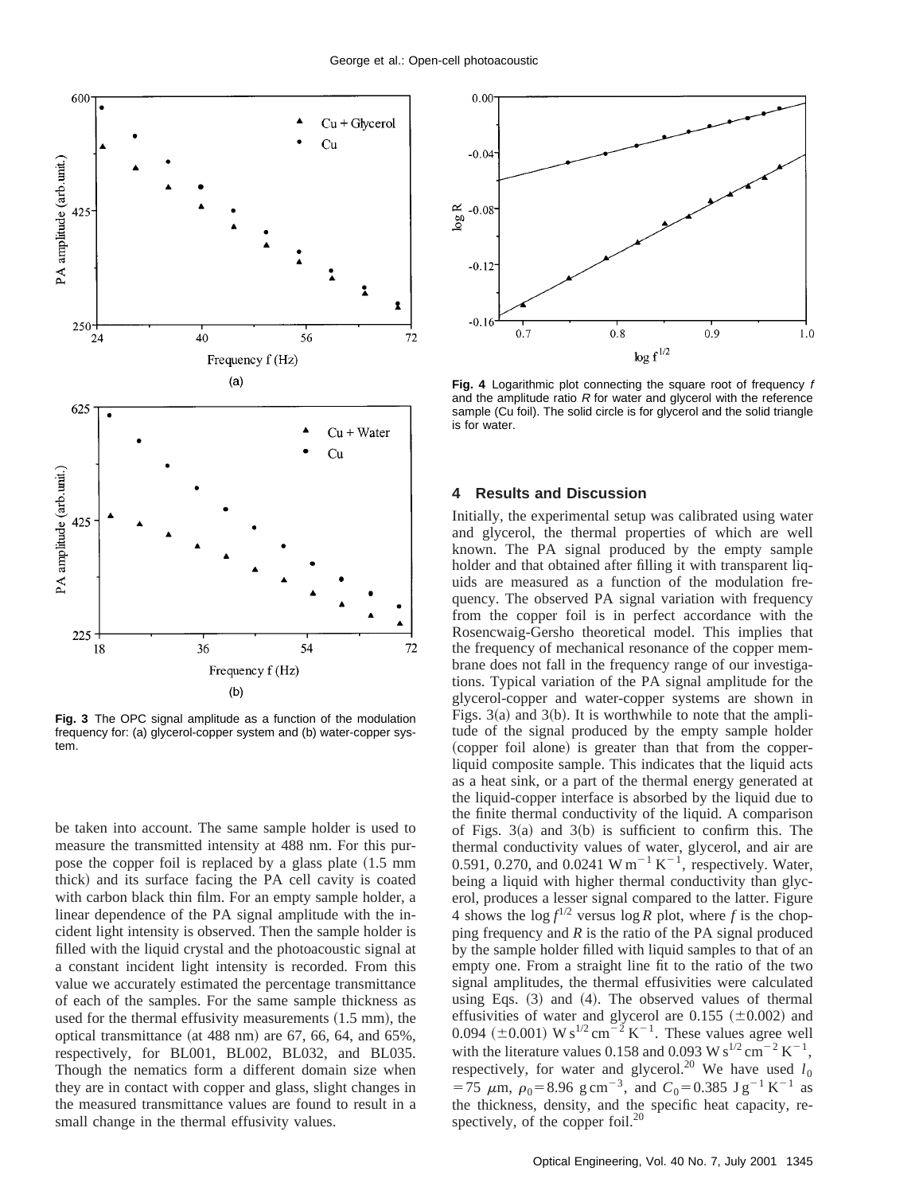Fig. 3 The OPC signal amplitude as a function of the modulation frequency for: (a) glycerol-copper system and (b) water-copper system.

Fig. 4 Logarithmic plot connecting the square root of frequency $f$ and the amplitude ratio $R$ for water and glycerol with the reference sample (Cu foil). The solid circle is for glycerol and the solid triangle is for water.

be taken into account. The same sample holder is used to measure the transmitted intensity at 488 nm. For this purpose the copper foil is replaced by a glass plate (1.5 mm thick) and its surface facing the PA cell cavity is coated with carbon black thin film. For an empty sample holder, a linear dependence of the PA signal amplitude with the incident light intensity is observed. Then the sample holder is filled with the liquid crystal and the photoacoustic signal at a constant incident light intensity is recorded. From this value we accurately estimated the percentage transmittance of each of the samples. For the same sample thickness as used for the thermal effusivity measurements (1.5 mm), the optical transmittance (at 488 nm) are 67, 66, 64, and 65%, respectively, for BL001, BL002, BL032, and BL035. Though the nematics form a different domain size when they are in contact with copper and glass, slight changes in the measured transmittance values are found to result in a small change in the thermal effusivity values.

## 4 Results and Discussion

Initially, the experimental setup was calibrated using water and glycerol, the thermal properties of which are well known. The PA signal produced by the empty sample holder and that obtained after filling it with transparent liquids are measured as a function of the modulation frequency. The observed PA signal variation with frequency from the copper foil is in perfect accordance with the Rosencwaig-Gersho theoretical model. This implies that the frequency of mechanical resonance of the copper membrane does not fall in the frequency range of our investigations. Typical variation of the PA signal amplitude for the glycerol-copper and water-copper systems are shown in Figs. 3(a) and 3(b). It is worthwhile to note that the amplitude of the signal produced by the empty sample holder (copper foil alone) is greater than that from the copper-liquid composite sample. This indicates that the liquid acts as a heat sink, or a part of the thermal energy generated at the liquid-copper interface is absorbed by the liquid due to the finite thermal conductivity of the liquid. A comparison of Figs. 3(a) and 3(b) is sufficient to confirm this. The thermal conductivity values of water, glycerol, and air are 0.591, 0.270, and 0.0241 $\mathrm{W\,m^{-1}\,K^{-1}}$, respectively. Water, being a liquid with higher thermal conductivity than glycerol, produces a lesser signal compared to the latter. Figure 4 shows the $\log f^{1/2}$ versus $\log R$ plot, where $f$ is the chopping frequency and $R$ is the ratio of the PA signal produced by the sample holder filled with liquid samples to that of an empty one. From a straight line fit to the ratio of the two signal amplitudes, the thermal effusivities were calculated using Eqs. (3) and (4). The observed values of thermal effusivities of water and glycerol are 0.155 ($\pm$0.002) and 0.094 ($\pm$0.001) $\mathrm{W\,s^{1/2}\,cm^{-2}\,K^{-1}}$. These values agree well with the literature values 0.158 and 0.093 $\mathrm{W\,s^{1/2}\,cm^{-2}\,K^{-1}}$, respectively, for water and glycerol.[20] We have used $l_0 = 75\ \mu\mathrm{m}$, $\rho_0 = 8.96\ \mathrm{g\,cm^{-3}}$, and $C_0 = 0.385\ \mathrm{J\,g^{-1}\,K^{-1}}$ as the thickness, density, and the specific heat capacity, respectively, of the copper foil.[20]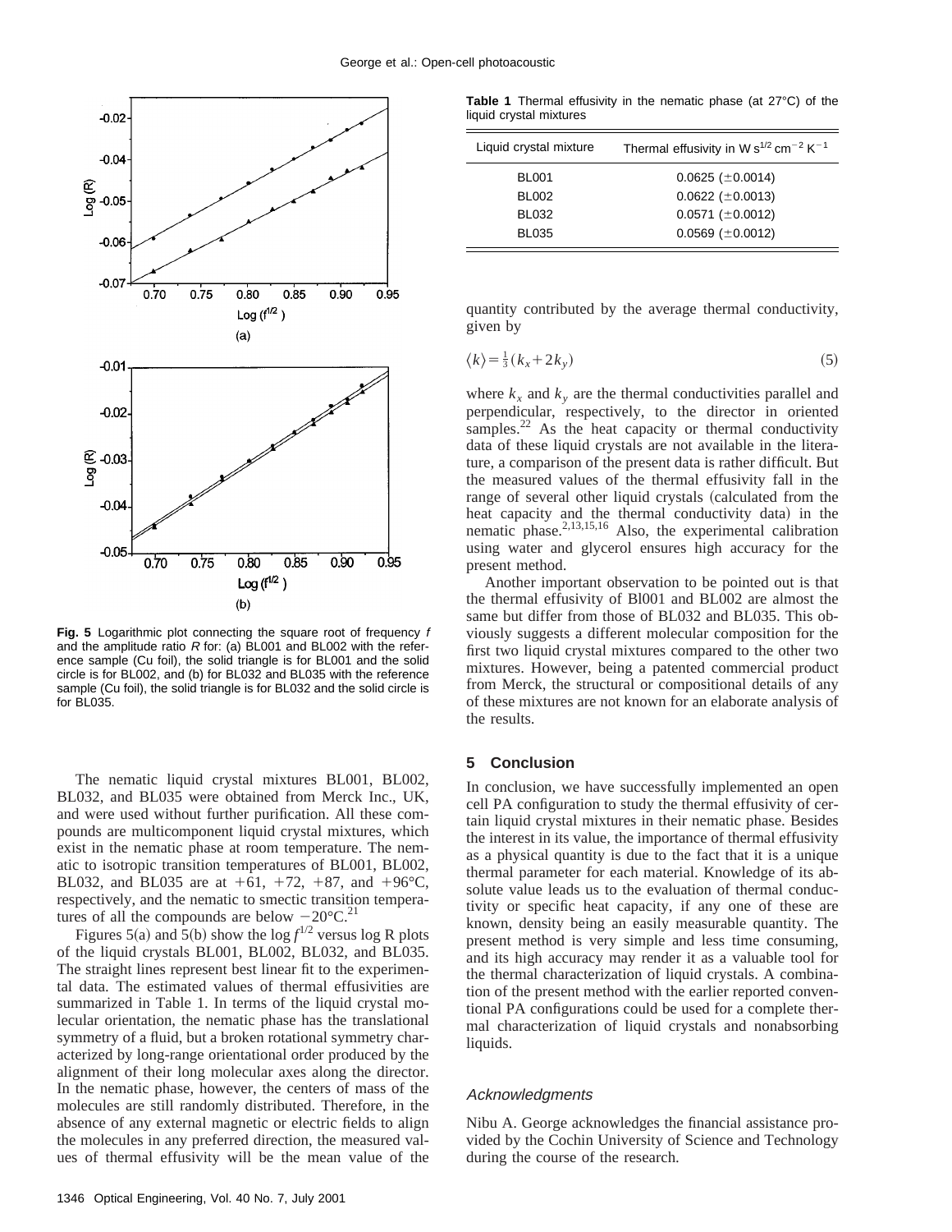Fig. 5 Logarithmic plot connecting the square root of frequency $f$ and the amplitude ratio $R$ for: (a) BL001 and BL002 with the reference sample (Cu foil), the solid triangle is for BL001 and the solid circle is for BL002, and (b) for BL032 and BL035 with the reference sample (Cu foil), the solid triangle is for BL032 and the solid circle is for BL035.

The nematic liquid crystal mixtures BL001, BL002, BL032, and BL035 were obtained from Merck Inc., UK, and were used without further purification. All these compounds are multicomponent liquid crystal mixtures, which exist in the nematic phase at room temperature. The nematic to isotropic transition temperatures of BL001, BL002, BL032, and BL035 are at +61, +72, +87, and +96°C, respectively, and the nematic to smectic transition temperatures of all the compounds are below −20°C.[21]

Figures 5(a) and 5(b) show the log $f^{1/2}$ versus log R plots of the liquid crystals BL001, BL002, BL032, and BL035. The straight lines represent best linear fit to the experimental data. The estimated values of thermal effusivities are summarized in Table 1. In terms of the liquid crystal molecular orientation, the nematic phase has the translational symmetry of a fluid, but a broken rotational symmetry characterized by long-range orientational order produced by the alignment of their long molecular axes along the director. In the nematic phase, however, the centers of mass of the molecules are still randomly distributed. Therefore, in the absence of any external magnetic or electric fields to align the molecules in any preferred direction, the measured values of thermal effusivity will be the mean value of the quantity contributed by the average thermal conductivity, given by

$$\langle k \rangle = \frac{1}{3}(k_x + 2k_y) \tag{5}$$

where $k_x$ and $k_y$ are the thermal conductivities parallel and perpendicular, respectively, to the director in oriented samples.[22] As the heat capacity or thermal conductivity data of these liquid crystals are not available in the literature, a comparison of the present data is rather difficult. But the measured values of the thermal effusivity fall in the range of several other liquid crystals (calculated from the heat capacity and the thermal conductivity data) in the nematic phase.[2,13,15,16] Also, the experimental calibration using water and glycerol ensures high accuracy for the present method.

Another important observation to be pointed out is that the thermal effusivity of Bl001 and BL002 are almost the same but differ from those of BL032 and BL035. This obviously suggests a different molecular composition for the first two liquid crystal mixtures compared to the other two mixtures. However, being a patented commercial product from Merck, the structural or compositional details of any of these mixtures are not known for an elaborate analysis of the results.

**Table 1** Thermal effusivity in the nematic phase (at 27°C) of the liquid crystal mixtures

| Liquid crystal mixture | Thermal effusivity in W $s^{1/2}$ $cm^{-2}$ $K^{-1}$ |
|---|---|
| BL001 | 0.0625 (±0.0014) |
| BL002 | 0.0622 (±0.0013) |
| BL032 | 0.0571 (±0.0012) |
| BL035 | 0.0569 (±0.0012) |

## 5 Conclusion

In conclusion, we have successfully implemented an open cell PA configuration to study the thermal effusivity of certain liquid crystal mixtures in their nematic phase. Besides the interest in its value, the importance of thermal effusivity as a physical quantity is due to the fact that it is a unique thermal parameter for each material. Knowledge of its absolute value leads us to the evaluation of thermal conductivity or specific heat capacity, if any one of these are known, density being an easily measurable quantity. The present method is very simple and less time consuming, and its high accuracy may render it as a valuable tool for the thermal characterization of liquid crystals. A combination of the present method with the earlier reported conventional PA configurations could be used for a complete thermal characterization of liquid crystals and nonabsorbing liquids.

### Acknowledgments

Nibu A. George acknowledges the financial assistance provided by the Cochin University of Science and Technology during the course of the research.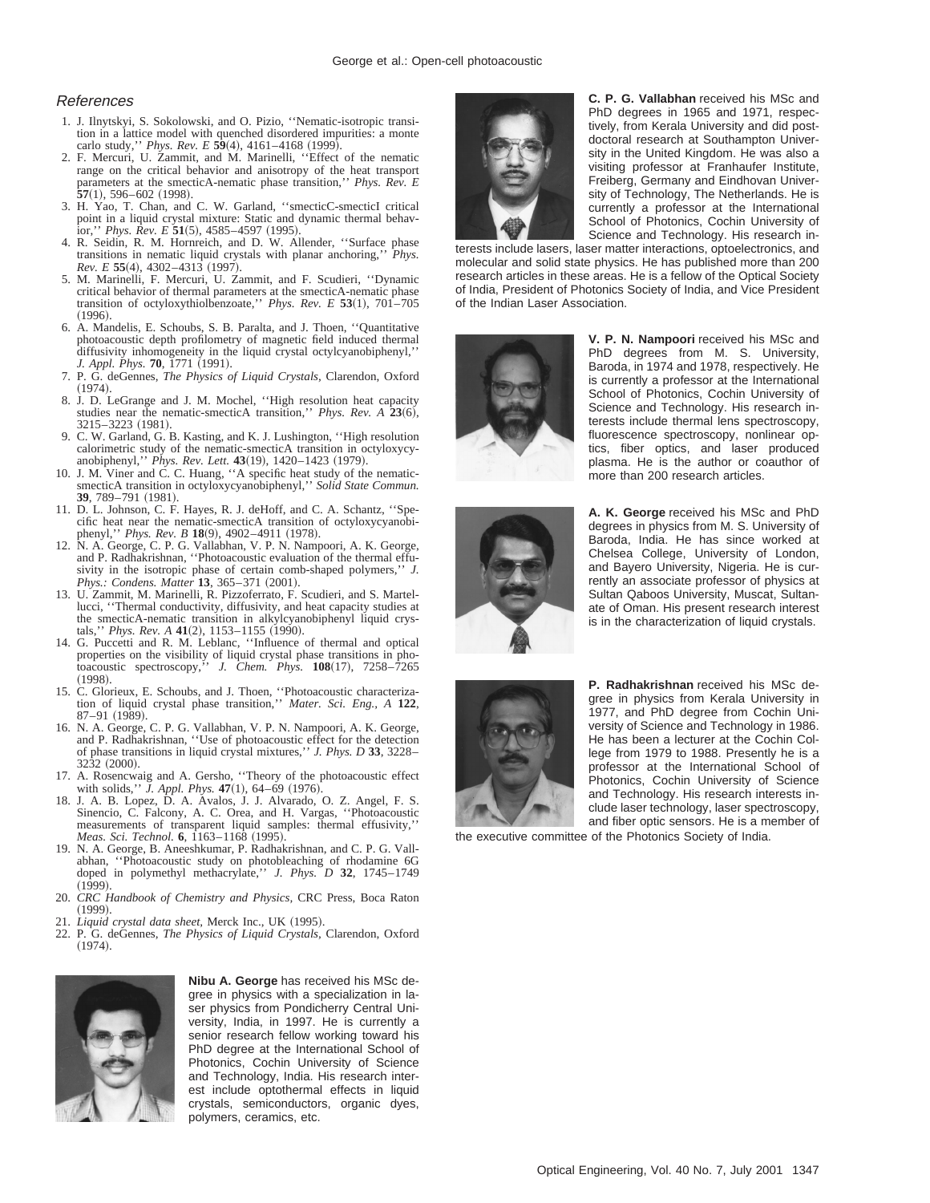## References

1. J. Ilnytskyi, S. Sokolowski, and O. Pizio, ''Nematic-isotropic transition in a lattice model with quenched disordered impurities: a monte carlo study,'' *Phys. Rev. E* **59**(4), 4161–4168 (1999).
2. F. Mercuri, U. Zammit, and M. Marinelli, ''Effect of the nematic range on the critical behavior and anisotropy of the heat transport parameters at the smecticA-nematic phase transition,'' *Phys. Rev. E* **57**(1), 596–602 (1998).
3. H. Yao, T. Chan, and C. W. Garland, ''smecticC-smecticI critical point in a liquid crystal mixture: Static and dynamic thermal behavior,'' *Phys. Rev. E* **51**(5), 4585–4597 (1995).
4. R. Seidin, R. M. Hornreich, and D. W. Allender, ''Surface phase transitions in nematic liquid crystals with planar anchoring,'' *Phys. Rev. E* **55**(4), 4302–4313 (1997).
5. M. Marinelli, F. Mercuri, U. Zammit, and F. Scudieri, ''Dynamic critical behavior of thermal parameters at the smecticA-nematic phase transition of octyloxythiolbenzoate,'' *Phys. Rev. E* **53**(1), 701–705 (1996).
6. A. Mandelis, E. Schoubs, S. B. Paralta, and J. Thoen, ''Quantitative photoacoustic depth profilometry of magnetic field induced thermal diffusivity inhomogeneity in the liquid crystal octylcyanobiphenyl,'' *J. Appl. Phys.* **70**, 1771 (1991).
7. P. G. deGennes, *The Physics of Liquid Crystals*, Clarendon, Oxford (1974).
8. J. D. LeGrange and J. M. Mochel, ''High resolution heat capacity studies near the nematic-smecticA transition,'' *Phys. Rev. A* **23**(6), 3215–3223 (1981).
9. C. W. Garland, G. B. Kasting, and K. J. Lushington, ''High resolution calorimetric study of the nematic-smecticA transition in octyloxycyanobiphenyl,'' *Phys. Rev. Lett.* **43**(19), 1420–1423 (1979).
10. J. M. Viner and C. C. Huang, ''A specific heat study of the nematic-smecticA transition in octyloxycyanobiphenyl,'' *Solid State Commun.* **39**, 789–791 (1981).
11. D. L. Johnson, C. F. Hayes, R. J. deHoff, and C. A. Schantz, ''Specific heat near the nematic-smecticA transition of octyloxycyanobiphenyl,'' *Phys. Rev. B* **18**(9), 4902–4911 (1978).
12. N. A. George, C. P. G. Vallabhan, V. P. N. Nampoori, A. K. George, and P. Radhakrishnan, ''Photoacoustic evaluation of the thermal effusivity in the isotropic phase of certain comb-shaped polymers,'' *J. Phys.: Condens. Matter* **13**, 365–371 (2001).
13. U. Zammit, M. Marinelli, R. Pizzoferrato, F. Scudieri, and S. Martellucci, ''Thermal conductivity, diffusivity, and heat capacity studies at the smecticA-nematic transition in alkylcyanobiphenyl liquid crystals,'' *Phys. Rev. A* **41**(2), 1153–1155 (1990).
14. G. Puccetti and R. M. Leblanc, ''Influence of thermal and optical properties on the visibility of liquid crystal phase transitions in photoacoustic spectroscopy,'' *J. Chem. Phys.* **108**(17), 7258–7265 (1998).
15. C. Glorieux, E. Schoubs, and J. Thoen, ''Photoacoustic characterization of liquid crystal phase transition,'' *Mater. Sci. Eng., A* **122**, 87–91 (1989).
16. N. A. George, C. P. G. Vallabhan, V. P. N. Nampoori, A. K. George, and P. Radhakrishnan, ''Use of photoacoustic effect for the detection of phase transitions in liquid crystal mixtures,'' *J. Phys. D* **33**, 3228–3232 (2000).
17. A. Rosencwaig and A. Gersho, ''Theory of the photoacoustic effect with solids,'' *J. Appl. Phys.* **47**(1), 64–69 (1976).
18. J. A. B. Lopez, D. A. Avalos, J. J. Alvarado, O. Z. Angel, F. S. Sinencio, C. Falcony, A. C. Orea, and H. Vargas, ''Photoacoustic measurements of transparent liquid samples: thermal effusivity,'' *Meas. Sci. Technol.* **6**, 1163–1168 (1995).
19. N. A. George, B. Aneeshkumar, P. Radhakrishnan, and C. P. G. Vallabhan, ''Photoacoustic study on photobleaching of rhodamine 6G doped in polymethyl methacrylate,'' *J. Phys. D* **32**, 1745–1749 (1999).
20. *CRC Handbook of Chemistry and Physics*, CRC Press, Boca Raton (1999).
21. *Liquid crystal data sheet*, Merck Inc., UK (1995).
22. P. G. deGennes, *The Physics of Liquid Crystals*, Clarendon, Oxford (1974).

**Nibu A. George** has received his MSc degree in physics with a specialization in laser physics from Pondicherry Central University, India, in 1997. He is currently a senior research fellow working toward his PhD degree at the International School of Photonics, Cochin University of Science and Technology, India. His research interest include optothermal effects in liquid crystals, semiconductors, organic dyes, polymers, ceramics, etc.

**C. P. G. Vallabhan** received his MSc and PhD degrees in 1965 and 1971, respectively, from Kerala University and did postdoctoral research at Southampton University in the United Kingdom. He was also a visiting professor at Franhaufer Institute, Freiberg, Germany and Eindhovan University of Technology, The Netherlands. He is currently a professor at the International School of Photonics, Cochin University of Science and Technology. His research interests include lasers, laser matter interactions, optoelectronics, and molecular and solid state physics. He has published more than 200 research articles in these areas. He is a fellow of the Optical Society of India, President of Photonics Society of India, and Vice President of the Indian Laser Association.

**V. P. N. Nampoori** received his MSc and PhD degrees from M. S. University, Baroda, in 1974 and 1978, respectively. He is currently a professor at the International School of Photonics, Cochin University of Science and Technology. His research interests include thermal lens spectroscopy, fluorescence spectroscopy, nonlinear optics, fiber optics, and laser produced plasma. He is the author or coauthor of more than 200 research articles.

**A. K. George** received his MSc and PhD degrees in physics from M. S. University of Baroda, India. He has since worked at Chelsea College, University of London, and Bayero University, Nigeria. He is currently an associate professor of physics at Sultan Qaboos University, Muscat, Sultanate of Oman. His present research interest is in the characterization of liquid crystals.

**P. Radhakrishnan** received his MSc degree in physics from Kerala University in 1977, and PhD degree from Cochin University of Science and Technology in 1986. He has been a lecturer at the Cochin College from 1979 to 1988. Presently he is a professor at the International School of Photonics, Cochin University of Science and Technology. His research interests include laser technology, laser spectroscopy, and fiber optic sensors. He is a member of the executive committee of the Photonics Society of India.